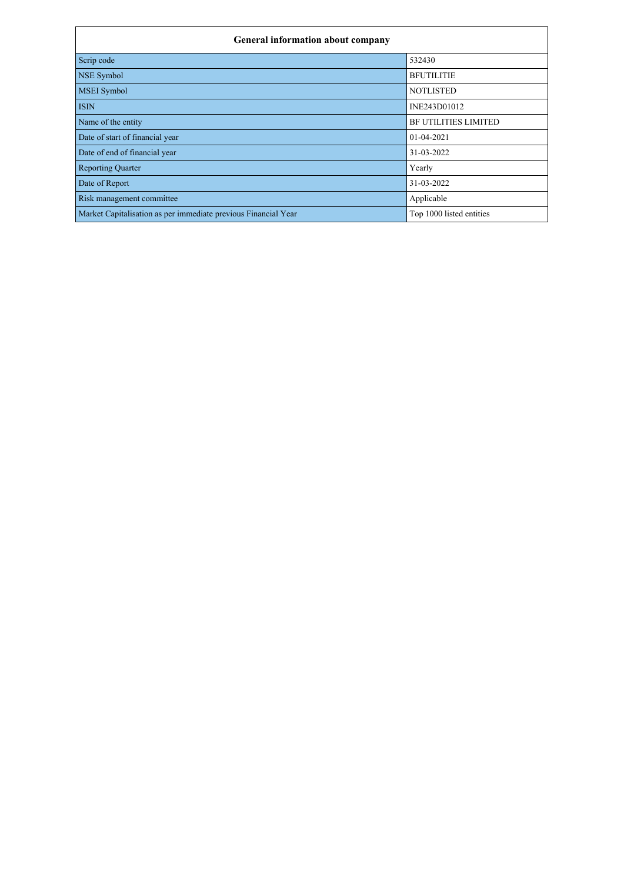| General information about company | |
|---|---|
| Scrip code | 532430 |
| NSE Symbol | BFUTILITIE |
| MSEI Symbol | NOTLISTED |
| ISIN | INE243D01012 |
| Name of the entity | BF UTILITIES LIMITED |
| Date of start of financial year | 01-04-2021 |
| Date of end of financial year | 31-03-2022 |
| Reporting Quarter | Yearly |
| Date of Report | 31-03-2022 |
| Risk management committee | Applicable |
| Market Capitalisation as per immediate previous Financial Year | Top 1000 listed entities |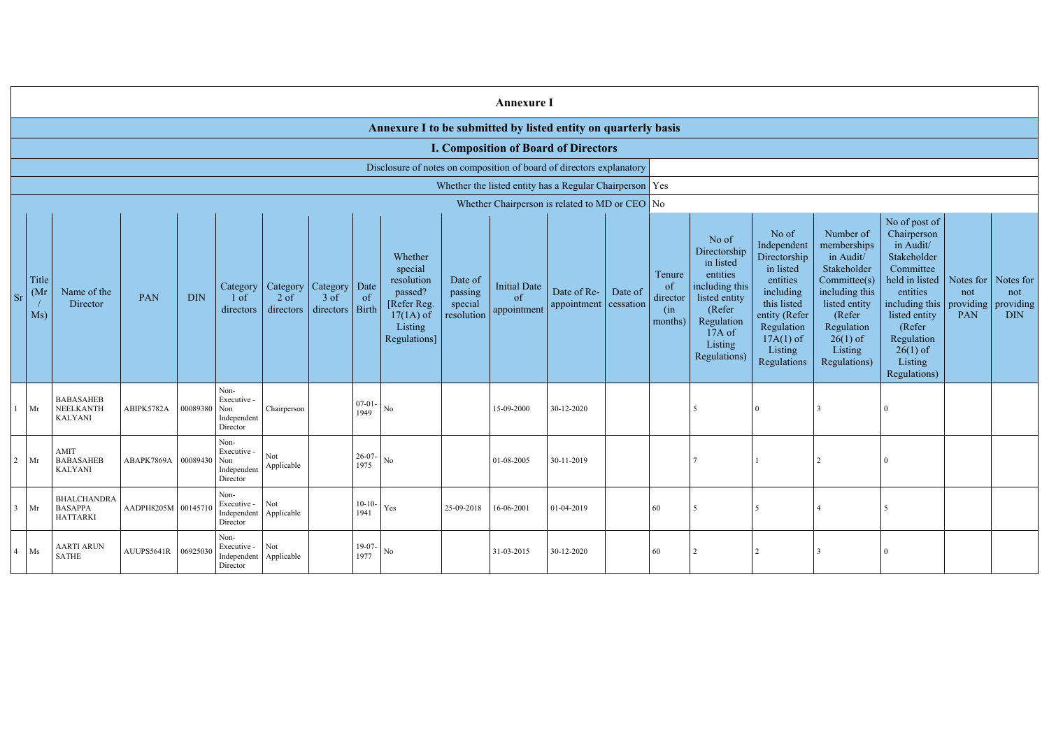# Annexure I

## Annexure I to be submitted by listed entity on quarterly basis

### I. Composition of Board of Directors

| Disclosure of notes on composition of board of directors explanatory | |
|---|---|
| Whether the listed entity has a Regular Chairperson | Yes |
| Whether Chairperson is related to MD or CEO | No |

| Sr | Title (Mr / Ms) | Name of the Director | PAN | DIN | Category 1 of directors | Category 2 of directors | Category 3 of directors | Date of Birth | Whether special resolution passed? [Refer Reg. 17(1A) of Listing Regulations] | Date of passing special resolution | Initial Date of appointment | Date of Re-appointment | Date of cessation | Tenure of director (in months) | No of Directorship in listed entities including this listed entity (Refer Regulation 17A of Listing Regulations) | No of Independent Directorship in listed entities including this listed entity (Refer Regulation 17A(1) of Listing Regulations | Number of memberships in Audit/ Stakeholder Committee(s) including this listed entity (Refer Regulation 26(1) of Listing Regulations) | No of post of Chairperson in Audit/ Stakeholder Committee held in listed entities including this listed entity (Refer Regulation 26(1) of Listing Regulations) | Notes for not providing PAN | Notes for not providing DIN |
|---|---|---|---|---|---|---|---|---|---|---|---|---|---|---|---|---|---|---|---|---|
| 1 | Mr | BABASAHEB NEELKANTH KALYANI | ABIPK5782A | 00089380 | Non-Executive - Non Independent Director | Chairperson | | 07-01-1949 | No | | 15-09-2000 | 30-12-2020 | | | 5 | 0 | 3 | 0 | | |
| 2 | Mr | AMIT BABASAHEB KALYANI | ABAPK7869A | 00089430 | Non-Executive - Non Independent Director | Not Applicable | | 26-07-1975 | No | | 01-08-2005 | 30-11-2019 | | | 7 | 1 | 2 | 0 | | |
| 3 | Mr | BHALCHANDRA BASAPPA HATTARKI | AADPH8205M | 00145710 | Non-Executive - Independent Director | Not Applicable | | 10-10-1941 | Yes | 25-09-2018 | 16-06-2001 | 01-04-2019 | | 60 | 5 | 5 | 4 | 5 | | |
| 4 | Ms | AARTI ARUN SATHE | AUUPS5641R | 06925030 | Non-Executive - Independent Director | Not Applicable | | 19-07-1977 | No | | 31-03-2015 | 30-12-2020 | | 60 | 2 | 2 | 3 | 0 | | |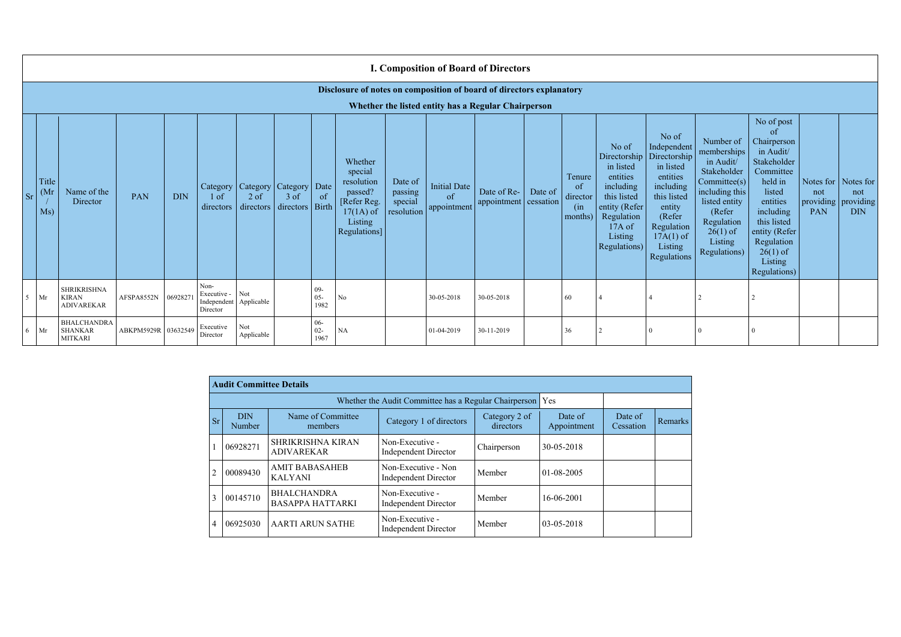## I. Composition of Board of Directors

**Disclosure of notes on composition of board of directors explanatory**

**Whether the listed entity has a Regular Chairperson**

| Sr | Title (Mr / Ms) | Name of the Director | PAN | DIN | Category 1 of directors | Category 2 of directors | Category 3 of directors | Date of Birth | Whether special resolution passed? [Refer Reg. 17(1A) of Listing Regulations] | Date of passing special resolution | Initial Date of appointment | Date of Re-appointment | Date of cessation | Tenure of director (in months) | No of Directorship in listed entities including this listed entity (Refer Regulation 17A of Listing Regulations) | No of Independent Directorship in listed entities including this listed entity (Refer Regulation 17A(1) of Listing Regulations | Number of memberships in Audit/ Stakeholder Committee(s) including this listed entity (Refer Regulation 26(1) of Listing Regulations) | No of post of Chairperson in Audit/ Stakeholder Committee held in listed entities including this listed entity (Refer Regulation 26(1) of Listing Regulations) | Notes for not providing PAN | Notes for not providing DIN |
|---|---|---|---|---|---|---|---|---|---|---|---|---|---|---|---|---|---|---|---|---|
| 5 | Mr | SHRIKRISHNA KIRAN ADIVAREKAR | AFSPA8552N | 06928271 | Non-Executive - Independent Director | Not Applicable | | 09-05-1982 | No | | 30-05-2018 | 30-05-2018 | | 60 | 4 | 4 | 2 | 2 | | |
| 6 | Mr | BHALCHANDRA SHANKAR MITKARI | ABKPM5929R | 03632549 | Executive Director | Not Applicable | | 06-02-1967 | NA | | 01-04-2019 | 30-11-2019 | | 36 | 2 | 0 | 0 | 0 | | |

**Audit Committee Details**

Whether the Audit Committee has a Regular Chairperson: Yes

| Sr | DIN Number | Name of Committee members | Category 1 of directors | Category 2 of directors | Date of Appointment | Date of Cessation | Remarks |
|---|---|---|---|---|---|---|---|
| 1 | 06928271 | SHRIKRISHNA KIRAN ADIVAREKAR | Non-Executive - Independent Director | Chairperson | 30-05-2018 | | |
| 2 | 00089430 | AMIT BABASAHEB KALYANI | Non-Executive - Non Independent Director | Member | 01-08-2005 | | |
| 3 | 00145710 | BHALCHANDRA BASAPPA HATTARKI | Non-Executive - Independent Director | Member | 16-06-2001 | | |
| 4 | 06925030 | AARTI ARUN SATHE | Non-Executive - Independent Director | Member | 03-05-2018 | | |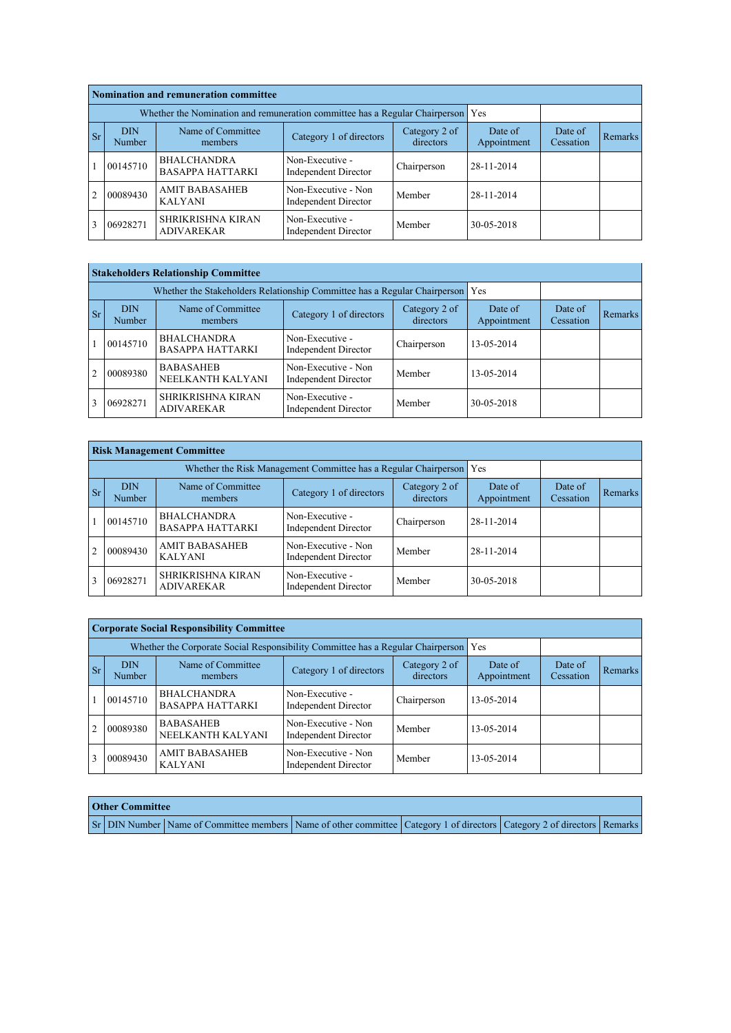| Nomination and remuneration committee | | | | | | | |
|---|---|---|---|---|---|---|---|
| Whether the Nomination and remuneration committee has a Regular Chairperson | | | | | Yes | | |
| Sr | DIN Number | Name of Committee members | Category 1 of directors | Category 2 of directors | Date of Appointment | Date of Cessation | Remarks |
| 1 | 00145710 | BHALCHANDRA BASAPPA HATTARKI | Non-Executive - Independent Director | Chairperson | 28-11-2014 | | |
| 2 | 00089430 | AMIT BABASAHEB KALYANI | Non-Executive - Non Independent Director | Member | 28-11-2014 | | |
| 3 | 06928271 | SHRIKRISHNA KIRAN ADIVAREKAR | Non-Executive - Independent Director | Member | 30-05-2018 | | |

| Stakeholders Relationship Committee | | | | | | | |
|---|---|---|---|---|---|---|---|
| Whether the Stakeholders Relationship Committee has a Regular Chairperson | | | | | Yes | | |
| Sr | DIN Number | Name of Committee members | Category 1 of directors | Category 2 of directors | Date of Appointment | Date of Cessation | Remarks |
| 1 | 00145710 | BHALCHANDRA BASAPPA HATTARKI | Non-Executive - Independent Director | Chairperson | 13-05-2014 | | |
| 2 | 00089380 | BABASAHEB NEELKANTH KALYANI | Non-Executive - Non Independent Director | Member | 13-05-2014 | | |
| 3 | 06928271 | SHRIKRISHNA KIRAN ADIVAREKAR | Non-Executive - Independent Director | Member | 30-05-2018 | | |

| Risk Management Committee | | | | | | | |
|---|---|---|---|---|---|---|---|
| Whether the Risk Management Committee has a Regular Chairperson | | | | | Yes | | |
| Sr | DIN Number | Name of Committee members | Category 1 of directors | Category 2 of directors | Date of Appointment | Date of Cessation | Remarks |
| 1 | 00145710 | BHALCHANDRA BASAPPA HATTARKI | Non-Executive - Independent Director | Chairperson | 28-11-2014 | | |
| 2 | 00089430 | AMIT BABASAHEB KALYANI | Non-Executive - Non Independent Director | Member | 28-11-2014 | | |
| 3 | 06928271 | SHRIKRISHNA KIRAN ADIVAREKAR | Non-Executive - Independent Director | Member | 30-05-2018 | | |

| Corporate Social Responsibility Committee | | | | | | | |
|---|---|---|---|---|---|---|---|
| Whether the Corporate Social Responsibility Committee has a Regular Chairperson | | | | | Yes | | |
| Sr | DIN Number | Name of Committee members | Category 1 of directors | Category 2 of directors | Date of Appointment | Date of Cessation | Remarks |
| 1 | 00145710 | BHALCHANDRA BASAPPA HATTARKI | Non-Executive - Independent Director | Chairperson | 13-05-2014 | | |
| 2 | 00089380 | BABASAHEB NEELKANTH KALYANI | Non-Executive - Non Independent Director | Member | 13-05-2014 | | |
| 3 | 00089430 | AMIT BABASAHEB KALYANI | Non-Executive - Non Independent Director | Member | 13-05-2014 | | |

| Other Committee | | | | | | |
|---|---|---|---|---|---|---|
| Sr | DIN Number | Name of Committee members | Name of other committee | Category 1 of directors | Category 2 of directors | Remarks |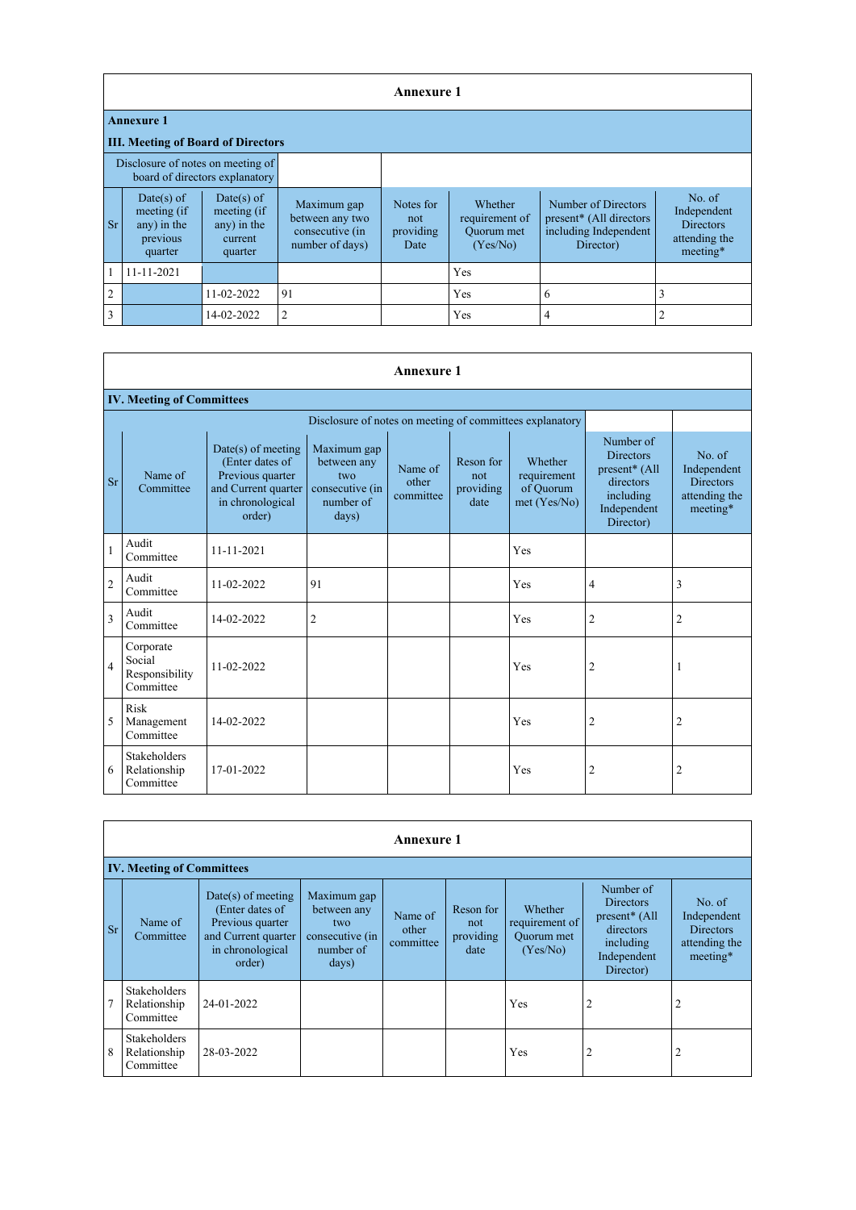## Annexure 1

**Annexure 1**

**III. Meeting of Board of Directors**

| Disclosure of notes on meeting of board of directors explanatory | | | | | | | |
|---|---|---|---|---|---|---|---|
| Sr | Date(s) of meeting (if any) in the previous quarter | Date(s) of meeting (if any) in the current quarter | Maximum gap between any two consecutive (in number of days) | Notes for not providing Date | Whether requirement of Quorum met (Yes/No) | Number of Directors present* (All directors including Independent Director) | No. of Independent Directors attending the meeting* |
| 1 | 11-11-2021 | | | | Yes | | |
| 2 | | 11-02-2022 | 91 | | Yes | 6 | 3 |
| 3 | | 14-02-2022 | 2 | | Yes | 4 | 2 |

## Annexure 1

**IV. Meeting of Committees**

Disclosure of notes on meeting of committees explanatory

| Sr | Name of Committee | Date(s) of meeting (Enter dates of Previous quarter and Current quarter in chronological order) | Maximum gap between any two consecutive (in number of days) | Name of other committee | Reson for not providing date | Whether requirement of Quorum met (Yes/No) | Number of Directors present* (All directors including Independent Director) | No. of Independent Directors attending the meeting* |
|---|---|---|---|---|---|---|---|---|
| 1 | Audit Committee | 11-11-2021 | | | | Yes | | |
| 2 | Audit Committee | 11-02-2022 | 91 | | | Yes | 4 | 3 |
| 3 | Audit Committee | 14-02-2022 | 2 | | | Yes | 2 | 2 |
| 4 | Corporate Social Responsibility Committee | 11-02-2022 | | | | Yes | 2 | 1 |
| 5 | Risk Management Committee | 14-02-2022 | | | | Yes | 2 | 2 |
| 6 | Stakeholders Relationship Committee | 17-01-2022 | | | | Yes | 2 | 2 |

## Annexure 1

**IV. Meeting of Committees**

| Sr | Name of Committee | Date(s) of meeting (Enter dates of Previous quarter and Current quarter in chronological order) | Maximum gap between any two consecutive (in number of days) | Name of other committee | Reson for not providing date | Whether requirement of Quorum met (Yes/No) | Number of Directors present* (All directors including Independent Director) | No. of Independent Directors attending the meeting* |
|---|---|---|---|---|---|---|---|---|
| 7 | Stakeholders Relationship Committee | 24-01-2022 | | | | Yes | 2 | 2 |
| 8 | Stakeholders Relationship Committee | 28-03-2022 | | | | Yes | 2 | 2 |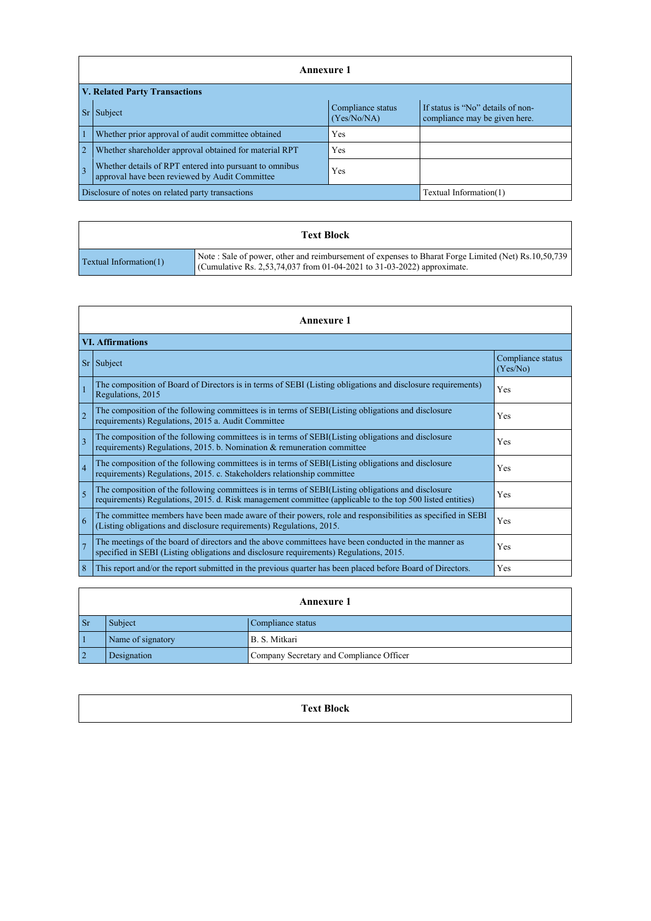## Annexure 1

| V. Related Party Transactions | | | |
|---|---|---|---|
| Sr | Subject | Compliance status (Yes/No/NA) | If status is "No" details of non-compliance may be given here. |
| 1 | Whether prior approval of audit committee obtained | Yes | |
| 2 | Whether shareholder approval obtained for material RPT | Yes | |
| 3 | Whether details of RPT entered into pursuant to omnibus approval have been reviewed by Audit Committee | Yes | |
| Disclosure of notes on related party transactions | | | Textual Information(1) |

## Text Block

| | |
|---|---|
| Textual Information(1) | Note : Sale of power, other and reimbursement of expenses to Bharat Forge Limited (Net) Rs.10,50,739 (Cumulative Rs. 2,53,74,037 from 01-04-2021 to 31-03-2022) approximate. |

## Annexure 1

| VI. Affirmations | | |
|---|---|---|
| Sr | Subject | Compliance status (Yes/No) |
| 1 | The composition of Board of Directors is in terms of SEBI (Listing obligations and disclosure requirements) Regulations, 2015 | Yes |
| 2 | The composition of the following committees is in terms of SEBI(Listing obligations and disclosure requirements) Regulations, 2015 a. Audit Committee | Yes |
| 3 | The composition of the following committees is in terms of SEBI(Listing obligations and disclosure requirements) Regulations, 2015. b. Nomination & remuneration committee | Yes |
| 4 | The composition of the following committees is in terms of SEBI(Listing obligations and disclosure requirements) Regulations, 2015. c. Stakeholders relationship committee | Yes |
| 5 | The composition of the following committees is in terms of SEBI(Listing obligations and disclosure requirements) Regulations, 2015. d. Risk management committee (applicable to the top 500 listed entities) | Yes |
| 6 | The committee members have been made aware of their powers, role and responsibilities as specified in SEBI (Listing obligations and disclosure requirements) Regulations, 2015. | Yes |
| 7 | The meetings of the board of directors and the above committees have been conducted in the manner as specified in SEBI (Listing obligations and disclosure requirements) Regulations, 2015. | Yes |
| 8 | This report and/or the report submitted in the previous quarter has been placed before Board of Directors. | Yes |

## Annexure 1

| Sr | Subject | Compliance status |
|---|---|---|
| 1 | Name of signatory | B. S. Mitkari |
| 2 | Designation | Company Secretary and Compliance Officer |

## Text Block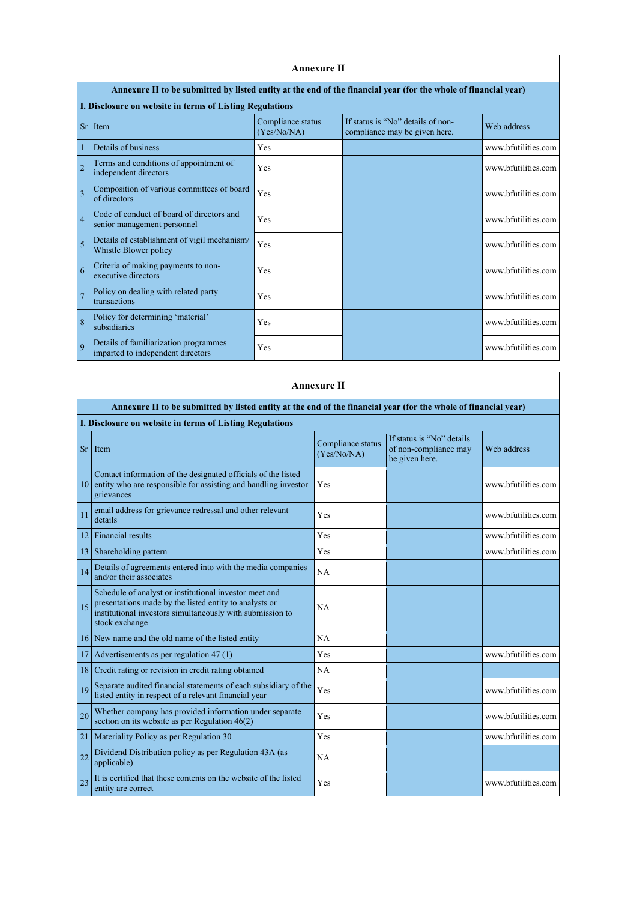## Annexure II

**Annexure II to be submitted by listed entity at the end of the financial year (for the whole of financial year)**

**I. Disclosure on website in terms of Listing Regulations**

| Sr | Item | Compliance status (Yes/No/NA) | If status is "No" details of non-compliance may be given here. | Web address |
|---|---|---|---|---|
| 1 | Details of business | Yes | | www.bfutilities.com |
| 2 | Terms and conditions of appointment of independent directors | Yes | | www.bfutilities.com |
| 3 | Composition of various committees of board of directors | Yes | | www.bfutilities.com |
| 4 | Code of conduct of board of directors and senior management personnel | Yes | | www.bfutilities.com |
| 5 | Details of establishment of vigil mechanism/ Whistle Blower policy | Yes | | www.bfutilities.com |
| 6 | Criteria of making payments to non-executive directors | Yes | | www.bfutilities.com |
| 7 | Policy on dealing with related party transactions | Yes | | www.bfutilities.com |
| 8 | Policy for determining 'material' subsidiaries | Yes | | www.bfutilities.com |
| 9 | Details of familiarization programmes imparted to independent directors | Yes | | www.bfutilities.com |

## Annexure II

**Annexure II to be submitted by listed entity at the end of the financial year (for the whole of financial year)**

**I. Disclosure on website in terms of Listing Regulations**

| Sr | Item | Compliance status (Yes/No/NA) | If status is "No" details of non-compliance may be given here. | Web address |
|---|---|---|---|---|
| 10 | Contact information of the designated officials of the listed entity who are responsible for assisting and handling investor grievances | Yes | | www.bfutilities.com |
| 11 | email address for grievance redressal and other relevant details | Yes | | www.bfutilities.com |
| 12 | Financial results | Yes | | www.bfutilities.com |
| 13 | Shareholding pattern | Yes | | www.bfutilities.com |
| 14 | Details of agreements entered into with the media companies and/or their associates | NA | | |
| 15 | Schedule of analyst or institutional investor meet and presentations made by the listed entity to analysts or institutional investors simultaneously with submission to stock exchange | NA | | |
| 16 | New name and the old name of the listed entity | NA | | |
| 17 | Advertisements as per regulation 47 (1) | Yes | | www.bfutilities.com |
| 18 | Credit rating or revision in credit rating obtained | NA | | |
| 19 | Separate audited financial statements of each subsidiary of the listed entity in respect of a relevant financial year | Yes | | www.bfutilities.com |
| 20 | Whether company has provided information under separate section on its website as per Regulation 46(2) | Yes | | www.bfutilities.com |
| 21 | Materiality Policy as per Regulation 30 | Yes | | www.bfutilities.com |
| 22 | Dividend Distribution policy as per Regulation 43A (as applicable) | NA | | |
| 23 | It is certified that these contents on the website of the listed entity are correct | Yes | | www.bfutilities.com |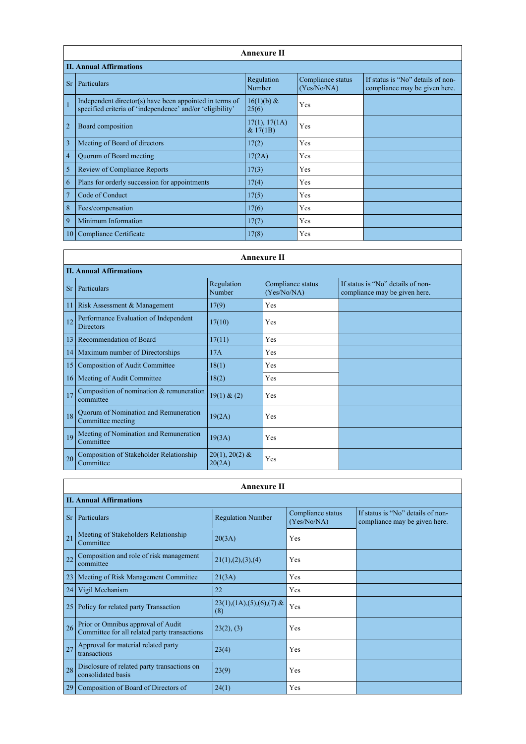## Annexure II

### II. Annual Affirmations

| Sr | Particulars | Regulation Number | Compliance status (Yes/No/NA) | If status is "No" details of non-compliance may be given here. |
|---|---|---|---|---|
| 1 | Independent director(s) have been appointed in terms of specified criteria of 'independence' and/or 'eligibility' | 16(1)(b) & 25(6) | Yes | |
| 2 | Board composition | 17(1), 17(1A) & 17(1B) | Yes | |
| 3 | Meeting of Board of directors | 17(2) | Yes | |
| 4 | Quorum of Board meeting | 17(2A) | Yes | |
| 5 | Review of Compliance Reports | 17(3) | Yes | |
| 6 | Plans for orderly succession for appointments | 17(4) | Yes | |
| 7 | Code of Conduct | 17(5) | Yes | |
| 8 | Fees/compensation | 17(6) | Yes | |
| 9 | Minimum Information | 17(7) | Yes | |
| 10 | Compliance Certificate | 17(8) | Yes | |

## Annexure II

### II. Annual Affirmations

| Sr | Particulars | Regulation Number | Compliance status (Yes/No/NA) | If status is "No" details of non-compliance may be given here. |
|---|---|---|---|---|
| 11 | Risk Assessment & Management | 17(9) | Yes | |
| 12 | Performance Evaluation of Independent Directors | 17(10) | Yes | |
| 13 | Recommendation of Board | 17(11) | Yes | |
| 14 | Maximum number of Directorships | 17A | Yes | |
| 15 | Composition of Audit Committee | 18(1) | Yes | |
| 16 | Meeting of Audit Committee | 18(2) | Yes | |
| 17 | Composition of nomination & remuneration committee | 19(1) & (2) | Yes | |
| 18 | Quorum of Nomination and Remuneration Committee meeting | 19(2A) | Yes | |
| 19 | Meeting of Nomination and Remuneration Committee | 19(3A) | Yes | |
| 20 | Composition of Stakeholder Relationship Committee | 20(1), 20(2) & 20(2A) | Yes | |

## Annexure II

### II. Annual Affirmations

| Sr | Particulars | Regulation Number | Compliance status (Yes/No/NA) | If status is "No" details of non-compliance may be given here. |
|---|---|---|---|---|
| 21 | Meeting of Stakeholders Relationship Committee | 20(3A) | Yes | |
| 22 | Composition and role of risk management committee | 21(1),(2),(3),(4) | Yes | |
| 23 | Meeting of Risk Management Committee | 21(3A) | Yes | |
| 24 | Vigil Mechanism | 22 | Yes | |
| 25 | Policy for related party Transaction | 23(1),(1A),(5),(6),(7) & (8) | Yes | |
| 26 | Prior or Omnibus approval of Audit Committee for all related party transactions | 23(2), (3) | Yes | |
| 27 | Approval for material related party transactions | 23(4) | Yes | |
| 28 | Disclosure of related party transactions on consolidated basis | 23(9) | Yes | |
| 29 | Composition of Board of Directors of | 24(1) | Yes | |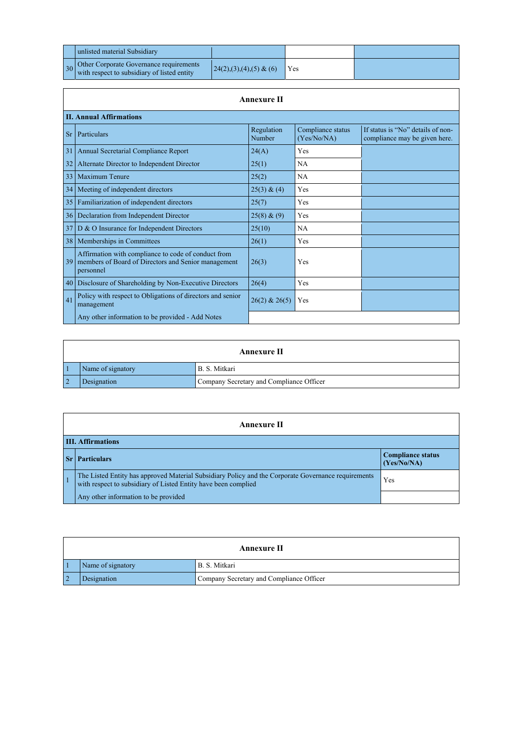| | | | | |
|---|---|---|---|---|
| | unlisted material Subsidiary | | | |
| 30 | Other Corporate Governance requirements with respect to subsidiary of listed entity | 24(2),(3),(4),(5) & (6) | Yes | |

| Annexure II | | | | |
|---|---|---|---|---|
| **II. Annual Affirmations** | | | | |
| Sr | Particulars | Regulation Number | Compliance status (Yes/No/NA) | If status is "No" details of non-compliance may be given here. |
| 31 | Annual Secretarial Compliance Report | 24(A) | Yes | |
| 32 | Alternate Director to Independent Director | 25(1) | NA | |
| 33 | Maximum Tenure | 25(2) | NA | |
| 34 | Meeting of independent directors | 25(3) & (4) | Yes | |
| 35 | Familiarization of independent directors | 25(7) | Yes | |
| 36 | Declaration from Independent Director | 25(8) & (9) | Yes | |
| 37 | D & O Insurance for Independent Directors | 25(10) | NA | |
| 38 | Memberships in Committees | 26(1) | Yes | |
| 39 | Affirmation with compliance to code of conduct from members of Board of Directors and Senior management personnel | 26(3) | Yes | |
| 40 | Disclosure of Shareholding by Non-Executive Directors | 26(4) | Yes | |
| 41 | Policy with respect to Obligations of directors and senior management | 26(2) & 26(5) | Yes | |
| | Any other information to be provided - Add Notes | | | |

| Annexure II | | |
|---|---|---|
| 1 | Name of signatory | B. S. Mitkari |
| 2 | Designation | Company Secretary and Compliance Officer |

| Annexure II | | |
|---|---|---|
| **III. Affirmations** | | |
| **Sr** | **Particulars** | **Compliance status (Yes/No/NA)** |
| 1 | The Listed Entity has approved Material Subsidiary Policy and the Corporate Governance requirements with respect to subsidiary of Listed Entity have been complied | Yes |
| | Any other information to be provided | |

| Annexure II | | |
|---|---|---|
| 1 | Name of signatory | B. S. Mitkari |
| 2 | Designation | Company Secretary and Compliance Officer |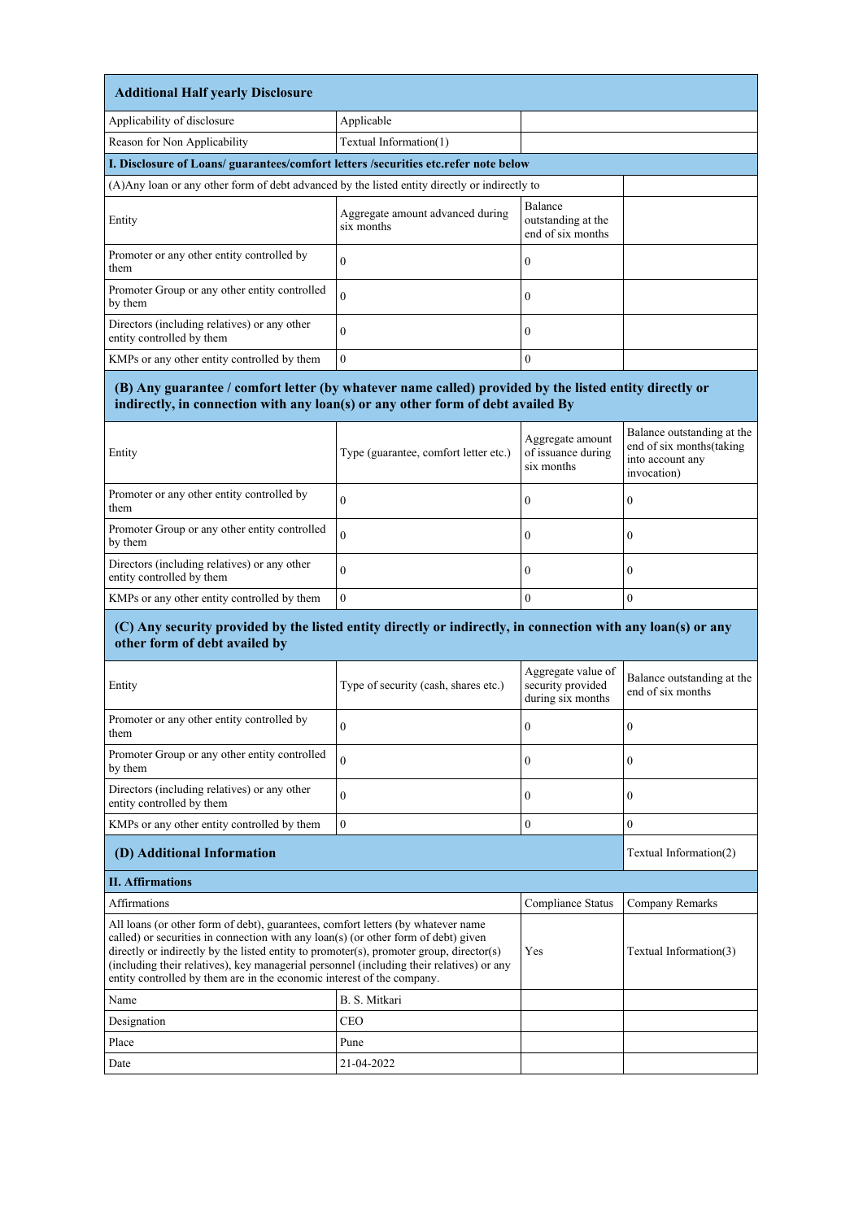## Additional Half yearly Disclosure

| | | | |
|---|---|---|---|
| Applicability of disclosure | Applicable | | |
| Reason for Non Applicability | Textual Information(1) | | |

**I. Disclosure of Loans/ guarantees/comfort letters /securities etc.refer note below**

(A)Any loan or any other form of debt advanced by the listed entity directly or indirectly to

| Entity | Aggregate amount advanced during six months | Balance outstanding at the end of six months | |
|---|---|---|---|
| Promoter or any other entity controlled by them | 0 | 0 | |
| Promoter Group or any other entity controlled by them | 0 | 0 | |
| Directors (including relatives) or any other entity controlled by them | 0 | 0 | |
| KMPs or any other entity controlled by them | 0 | 0 | |

### (B) Any guarantee / comfort letter (by whatever name called) provided by the listed entity directly or indirectly, in connection with any loan(s) or any other form of debt availed By

| Entity | Type (guarantee, comfort letter etc.) | Aggregate amount of issuance during six months | Balance outstanding at the end of six months(taking into account any invocation) |
|---|---|---|---|
| Promoter or any other entity controlled by them | 0 | 0 | 0 |
| Promoter Group or any other entity controlled by them | 0 | 0 | 0 |
| Directors (including relatives) or any other entity controlled by them | 0 | 0 | 0 |
| KMPs or any other entity controlled by them | 0 | 0 | 0 |

### (C) Any security provided by the listed entity directly or indirectly, in connection with any loan(s) or any other form of debt availed by

| Entity | Type of security (cash, shares etc.) | Aggregate value of security provided during six months | Balance outstanding at the end of six months |
|---|---|---|---|
| Promoter or any other entity controlled by them | 0 | 0 | 0 |
| Promoter Group or any other entity controlled by them | 0 | 0 | 0 |
| Directors (including relatives) or any other entity controlled by them | 0 | 0 | 0 |
| KMPs or any other entity controlled by them | 0 | 0 | 0 |

| **(D) Additional Information** | Textual Information(2) |
|---|---|

**II. Affirmations**

| Affirmations | | Compliance Status | Company Remarks |
|---|---|---|---|
| All loans (or other form of debt), guarantees, comfort letters (by whatever name called) or securities in connection with any loan(s) (or other form of debt) given directly or indirectly by the listed entity to promoter(s), promoter group, director(s) (including their relatives), key managerial personnel (including their relatives) or any entity controlled by them are in the economic interest of the company. | | Yes | Textual Information(3) |
| Name | B. S. Mitkari | | |
| Designation | CEO | | |
| Place | Pune | | |
| Date | 21-04-2022 | | |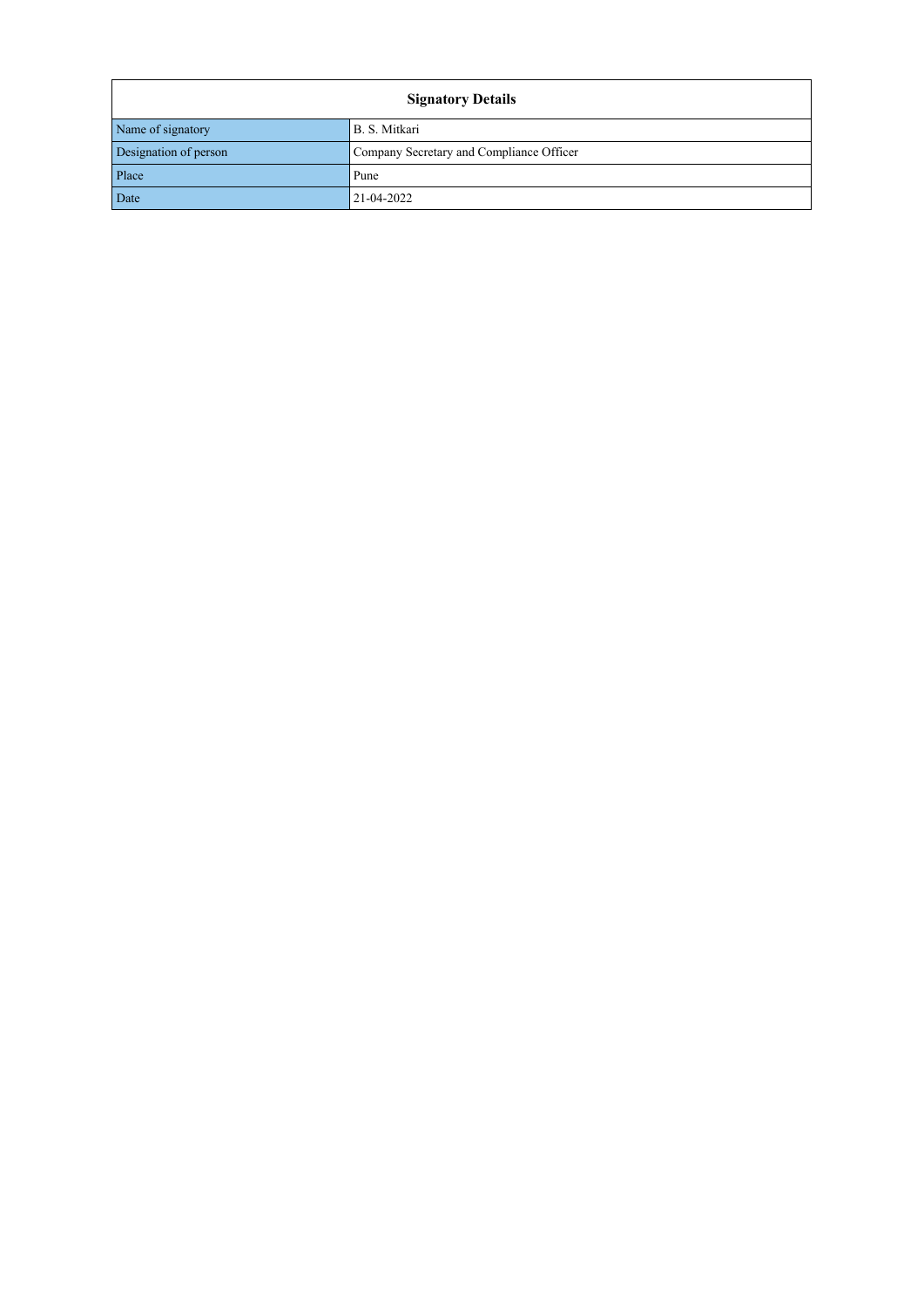| Signatory Details | |
|---|---|
| Name of signatory | B. S. Mitkari |
| Designation of person | Company Secretary and Compliance Officer |
| Place | Pune |
| Date | 21-04-2022 |